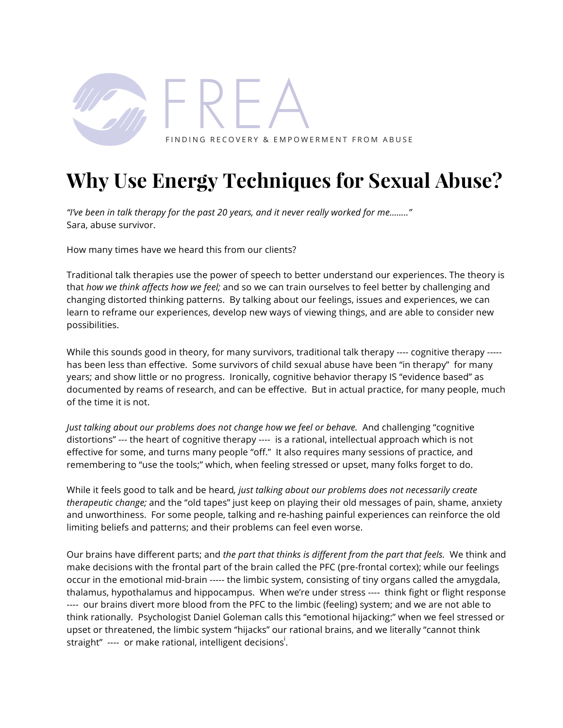FREA

FINDING RECOVERY & EMPOWERMENT FROM ABUSE

# Why Use Energy Techniques for Sexual Abuse?

*"I've been in talk therapy for the past 20 years, and it never really worked for me........"*
Sara, abuse survivor.

How many times have we heard this from our clients?

Traditional talk therapies use the power of speech to better understand our experiences. The theory is that *how we think affects how we feel;* and so we can train ourselves to feel better by challenging and changing distorted thinking patterns. By talking about our feelings, issues and experiences, we can learn to reframe our experiences, develop new ways of viewing things, and are able to consider new possibilities.

While this sounds good in theory, for many survivors, traditional talk therapy ---- cognitive therapy ----- has been less than effective. Some survivors of child sexual abuse have been "in therapy" for many years; and show little or no progress. Ironically, cognitive behavior therapy IS "evidence based" as documented by reams of research, and can be effective. But in actual practice, for many people, much of the time it is not.

*Just talking about our problems does not change how we feel or behave.* And challenging "cognitive distortions" --- the heart of cognitive therapy ---- is a rational, intellectual approach which is not effective for some, and turns many people "off." It also requires many sessions of practice, and remembering to "use the tools;" which, when feeling stressed or upset, many folks forget to do.

While it feels good to talk and be heard*, just talking about our problems does not necessarily create therapeutic change;* and the "old tapes" just keep on playing their old messages of pain, shame, anxiety and unworthiness. For some people, talking and re-hashing painful experiences can reinforce the old limiting beliefs and patterns; and their problems can feel even worse.

Our brains have different parts; and *the part that thinks is different from the part that feels.* We think and make decisions with the frontal part of the brain called the PFC (pre-frontal cortex); while our feelings occur in the emotional mid-brain ----- the limbic system, consisting of tiny organs called the amygdala, thalamus, hypothalamus and hippocampus. When we're under stress ---- think fight or flight response ---- our brains divert more blood from the PFC to the limbic (feeling) system; and we are not able to think rationally. Psychologist Daniel Goleman calls this "emotional hijacking:" when we feel stressed or upset or threatened, the limbic system "hijacks" our rational brains, and we literally "cannot think straight" ---- or make rational, intelligent decisions[i].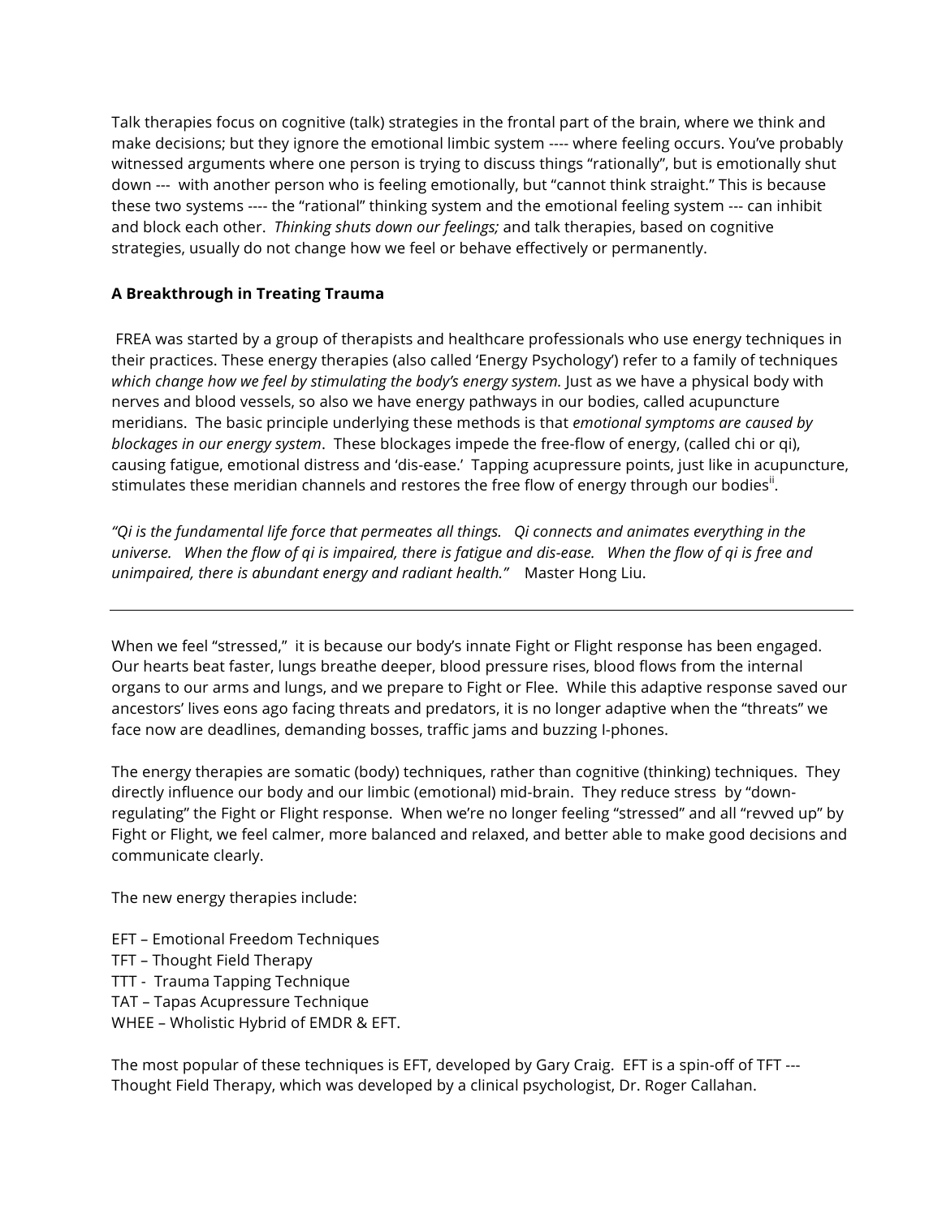Talk therapies focus on cognitive (talk) strategies in the frontal part of the brain, where we think and make decisions; but they ignore the emotional limbic system ---- where feeling occurs. You've probably witnessed arguments where one person is trying to discuss things "rationally", but is emotionally shut down --- with another person who is feeling emotionally, but "cannot think straight." This is because these two systems ---- the "rational" thinking system and the emotional feeling system --- can inhibit and block each other. *Thinking shuts down our feelings;* and talk therapies, based on cognitive strategies, usually do not change how we feel or behave effectively or permanently.

**A Breakthrough in Treating Trauma**

FREA was started by a group of therapists and healthcare professionals who use energy techniques in their practices. These energy therapies (also called 'Energy Psychology') refer to a family of techniques *which change how we feel by stimulating the body's energy system.* Just as we have a physical body with nerves and blood vessels, so also we have energy pathways in our bodies, called acupuncture meridians. The basic principle underlying these methods is that *emotional symptoms are caused by blockages in our energy system*. These blockages impede the free-flow of energy, (called chi or qi), causing fatigue, emotional distress and 'dis-ease.' Tapping acupressure points, just like in acupuncture, stimulates these meridian channels and restores the free flow of energy through our bodies[ii].

*"Qi is the fundamental life force that permeates all things. Qi connects and animates everything in the universe. When the flow of qi is impaired, there is fatigue and dis-ease. When the flow of qi is free and unimpaired, there is abundant energy and radiant health."* Master Hong Liu.

---

When we feel "stressed," it is because our body's innate Fight or Flight response has been engaged. Our hearts beat faster, lungs breathe deeper, blood pressure rises, blood flows from the internal organs to our arms and lungs, and we prepare to Fight or Flee. While this adaptive response saved our ancestors' lives eons ago facing threats and predators, it is no longer adaptive when the "threats" we face now are deadlines, demanding bosses, traffic jams and buzzing I-phones.

The energy therapies are somatic (body) techniques, rather than cognitive (thinking) techniques. They directly influence our body and our limbic (emotional) mid-brain. They reduce stress by "down-regulating" the Fight or Flight response. When we're no longer feeling "stressed" and all "revved up" by Fight or Flight, we feel calmer, more balanced and relaxed, and better able to make good decisions and communicate clearly.

The new energy therapies include:

EFT – Emotional Freedom Techniques
TFT – Thought Field Therapy
TTT - Trauma Tapping Technique
TAT – Tapas Acupressure Technique
WHEE – Wholistic Hybrid of EMDR & EFT.

The most popular of these techniques is EFT, developed by Gary Craig. EFT is a spin-off of TFT --- Thought Field Therapy, which was developed by a clinical psychologist, Dr. Roger Callahan.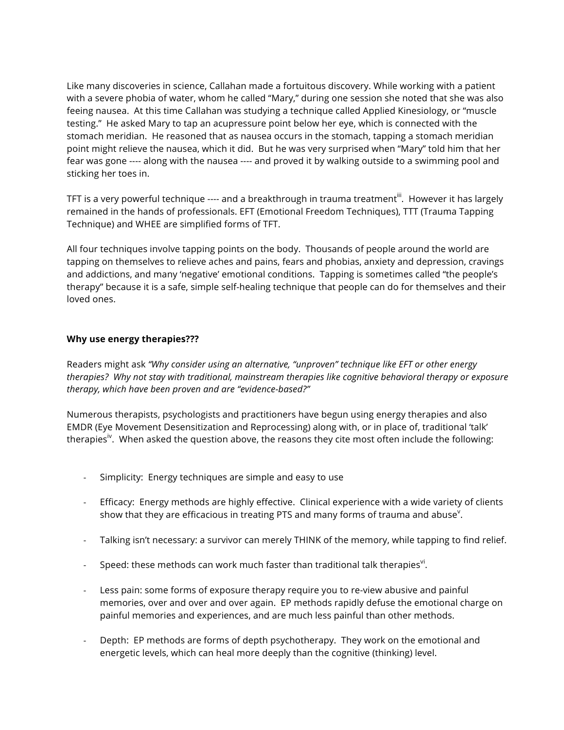Like many discoveries in science, Callahan made a fortuitous discovery. While working with a patient with a severe phobia of water, whom he called "Mary," during one session she noted that she was also feeing nausea. At this time Callahan was studying a technique called Applied Kinesiology, or "muscle testing." He asked Mary to tap an acupressure point below her eye, which is connected with the stomach meridian. He reasoned that as nausea occurs in the stomach, tapping a stomach meridian point might relieve the nausea, which it did. But he was very surprised when "Mary" told him that her fear was gone ---- along with the nausea ---- and proved it by walking outside to a swimming pool and sticking her toes in.

TFT is a very powerful technique ---- and a breakthrough in trauma treatment[iii]. However it has largely remained in the hands of professionals. EFT (Emotional Freedom Techniques), TTT (Trauma Tapping Technique) and WHEE are simplified forms of TFT.

All four techniques involve tapping points on the body. Thousands of people around the world are tapping on themselves to relieve aches and pains, fears and phobias, anxiety and depression, cravings and addictions, and many 'negative' emotional conditions. Tapping is sometimes called "the people's therapy" because it is a safe, simple self-healing technique that people can do for themselves and their loved ones.

**Why use energy therapies???**

Readers might ask *"Why consider using an alternative, "unproven" technique like EFT or other energy therapies? Why not stay with traditional, mainstream therapies like cognitive behavioral therapy or exposure therapy, which have been proven and are "evidence-based?"*

Numerous therapists, psychologists and practitioners have begun using energy therapies and also EMDR (Eye Movement Desensitization and Reprocessing) along with, or in place of, traditional 'talk' therapies[iv]. When asked the question above, the reasons they cite most often include the following:

- Simplicity: Energy techniques are simple and easy to use
- Efficacy: Energy methods are highly effective. Clinical experience with a wide variety of clients show that they are efficacious in treating PTS and many forms of trauma and abuse[v].
- Talking isn't necessary: a survivor can merely THINK of the memory, while tapping to find relief.
- Speed: these methods can work much faster than traditional talk therapies[vi].
- Less pain: some forms of exposure therapy require you to re-view abusive and painful memories, over and over and over again. EP methods rapidly defuse the emotional charge on painful memories and experiences, and are much less painful than other methods.
- Depth: EP methods are forms of depth psychotherapy. They work on the emotional and energetic levels, which can heal more deeply than the cognitive (thinking) level.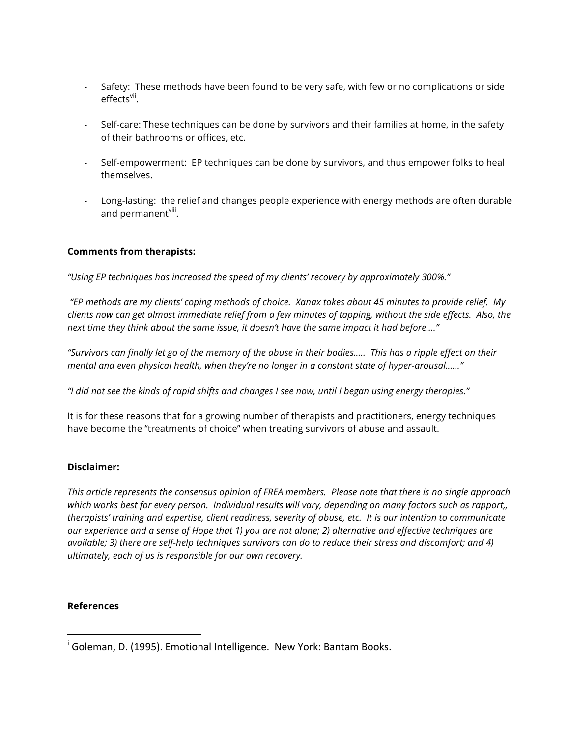- Safety: These methods have been found to be very safe, with few or no complications or side effects[vii].

- Self-care: These techniques can be done by survivors and their families at home, in the safety of their bathrooms or offices, etc.

- Self-empowerment: EP techniques can be done by survivors, and thus empower folks to heal themselves.

- Long-lasting: the relief and changes people experience with energy methods are often durable and permanent[viii].

**Comments from therapists:**

*"Using EP techniques has increased the speed of my clients' recovery by approximately 300%."*

*"EP methods are my clients' coping methods of choice. Xanax takes about 45 minutes to provide relief. My clients now can get almost immediate relief from a few minutes of tapping, without the side effects. Also, the next time they think about the same issue, it doesn't have the same impact it had before…."*

*"Survivors can finally let go of the memory of the abuse in their bodies….. This has a ripple effect on their mental and even physical health, when they're no longer in a constant state of hyper-arousal……"*

*"I did not see the kinds of rapid shifts and changes I see now, until I began using energy therapies."*

It is for these reasons that for a growing number of therapists and practitioners, energy techniques have become the "treatments of choice" when treating survivors of abuse and assault.

**Disclaimer:**

*This article represents the consensus opinion of FREA members. Please note that there is no single approach which works best for every person. Individual results will vary, depending on many factors such as rapport,, therapists' training and expertise, client readiness, severity of abuse, etc. It is our intention to communicate our experience and a sense of Hope that 1) you are not alone; 2) alternative and effective techniques are available; 3) there are self-help techniques survivors can do to reduce their stress and discomfort; and 4) ultimately, each of us is responsible for our own recovery.*

**References**

---

[i] Goleman, D. (1995). Emotional Intelligence. New York: Bantam Books.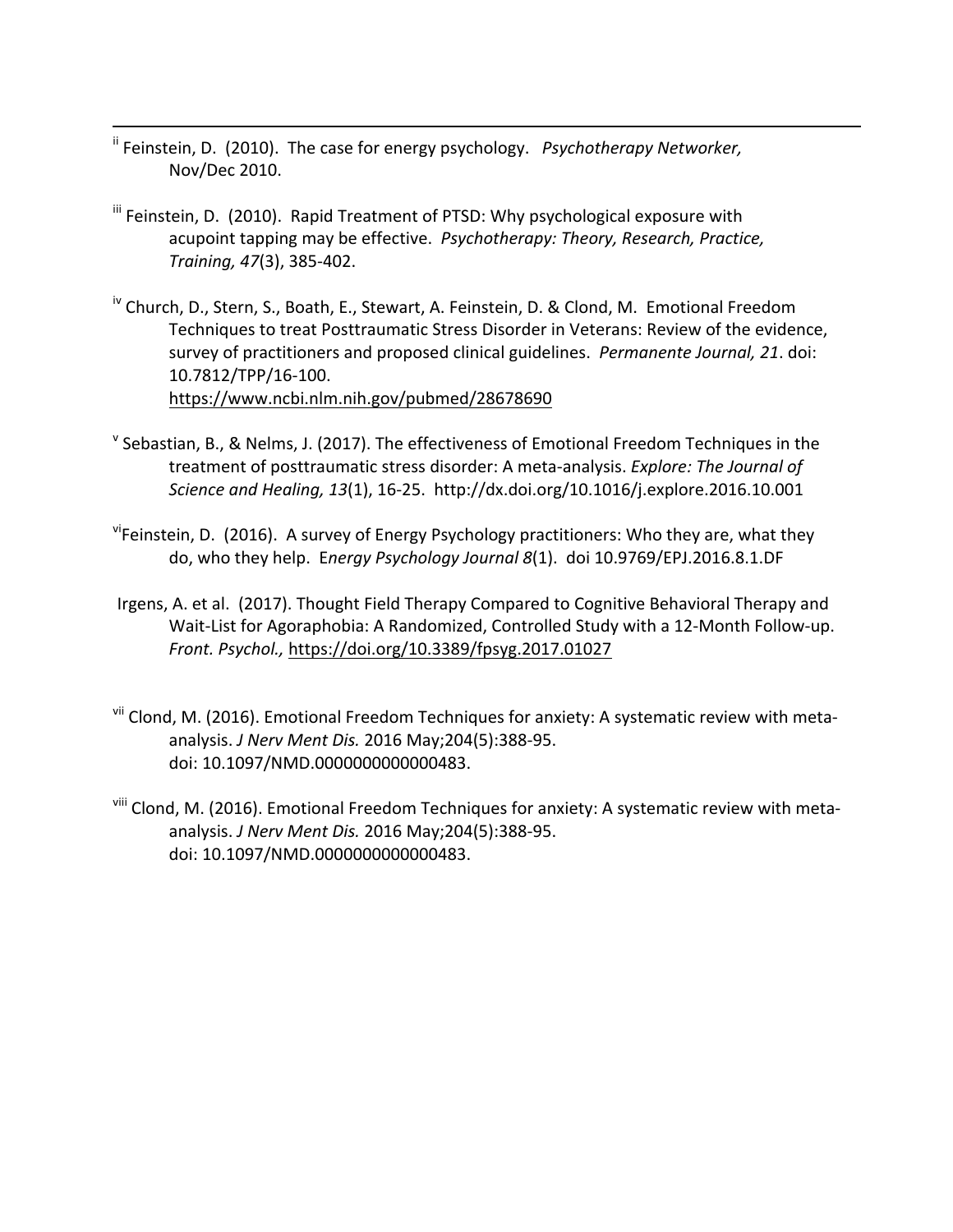---

[ii] Feinstein, D. (2010). The case for energy psychology. *Psychotherapy Networker,* Nov/Dec 2010.

[iii] Feinstein, D. (2010). Rapid Treatment of PTSD: Why psychological exposure with acupoint tapping may be effective. *Psychotherapy: Theory, Research, Practice, Training, 47*(3), 385-402.

[iv] Church, D., Stern, S., Boath, E., Stewart, A. Feinstein, D. & Clond, M. Emotional Freedom Techniques to treat Posttraumatic Stress Disorder in Veterans: Review of the evidence, survey of practitioners and proposed clinical guidelines. *Permanente Journal, 21*. doi: 10.7812/TPP/16-100. https://www.ncbi.nlm.nih.gov/pubmed/28678690

[v] Sebastian, B., & Nelms, J. (2017). The effectiveness of Emotional Freedom Techniques in the treatment of posttraumatic stress disorder: A meta-analysis. *Explore: The Journal of Science and Healing, 13*(1), 16-25. http://dx.doi.org/10.1016/j.explore.2016.10.001

[vi] Feinstein, D. (2016). A survey of Energy Psychology practitioners: Who they are, what they do, who they help. E*nergy Psychology Journal 8*(1). doi 10.9769/EPJ.2016.8.1.DF

Irgens, A. et al. (2017). Thought Field Therapy Compared to Cognitive Behavioral Therapy and Wait-List for Agoraphobia: A Randomized, Controlled Study with a 12-Month Follow-up. *Front. Psychol.,* https://doi.org/10.3389/fpsyg.2017.01027

[vii] Clond, M. (2016). Emotional Freedom Techniques for anxiety: A systematic review with meta-analysis. *J Nerv Ment Dis.* 2016 May;204(5):388-95. doi: 10.1097/NMD.0000000000000483.

[viii] Clond, M. (2016). Emotional Freedom Techniques for anxiety: A systematic review with meta-analysis. *J Nerv Ment Dis.* 2016 May;204(5):388-95. doi: 10.1097/NMD.0000000000000483.